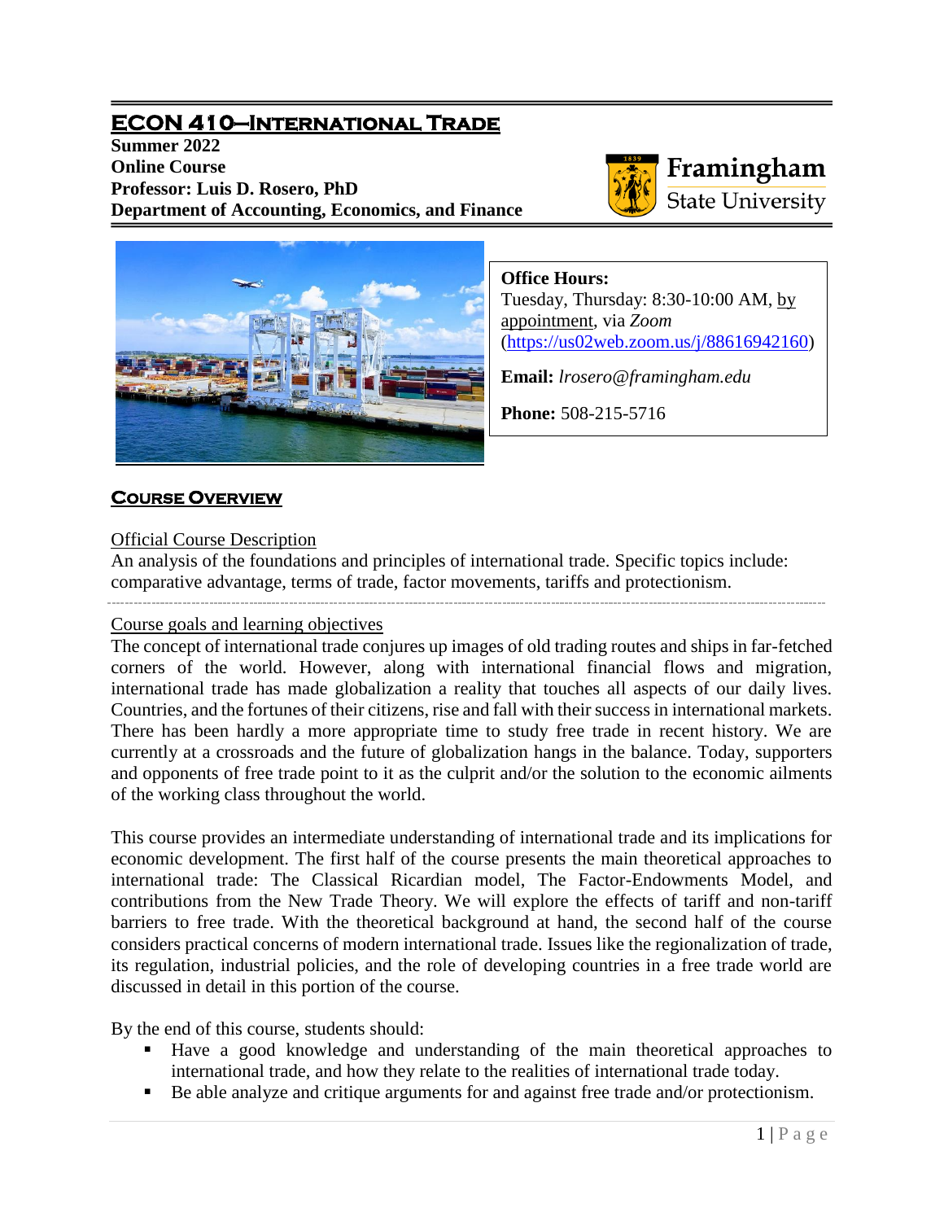# ECON 410—International Trade

**Summer 2022**
**Online Course**
**Professor: Luis D. Rosero, PhD**
**Department of Accounting, Economics, and Finance**

Framingham State University

**Office Hours:**
Tuesday, Thursday: 8:30-10:00 AM, by appointment, via *Zoom* (https://us02web.zoom.us/j/88616942160)

**Email:** *lrosero@framingham.edu*

**Phone:** 508-215-5716

## Course Overview

Official Course Description

An analysis of the foundations and principles of international trade. Specific topics include: comparative advantage, terms of trade, factor movements, tariffs and protectionism.

Course goals and learning objectives

The concept of international trade conjures up images of old trading routes and ships in far-fetched corners of the world. However, along with international financial flows and migration, international trade has made globalization a reality that touches all aspects of our daily lives. Countries, and the fortunes of their citizens, rise and fall with their success in international markets. There has been hardly a more appropriate time to study free trade in recent history. We are currently at a crossroads and the future of globalization hangs in the balance. Today, supporters and opponents of free trade point to it as the culprit and/or the solution to the economic ailments of the working class throughout the world.

This course provides an intermediate understanding of international trade and its implications for economic development. The first half of the course presents the main theoretical approaches to international trade: The Classical Ricardian model, The Factor-Endowments Model, and contributions from the New Trade Theory. We will explore the effects of tariff and non-tariff barriers to free trade. With the theoretical background at hand, the second half of the course considers practical concerns of modern international trade. Issues like the regionalization of trade, its regulation, industrial policies, and the role of developing countries in a free trade world are discussed in detail in this portion of the course.

By the end of this course, students should:

- Have a good knowledge and understanding of the main theoretical approaches to international trade, and how they relate to the realities of international trade today.
- Be able analyze and critique arguments for and against free trade and/or protectionism.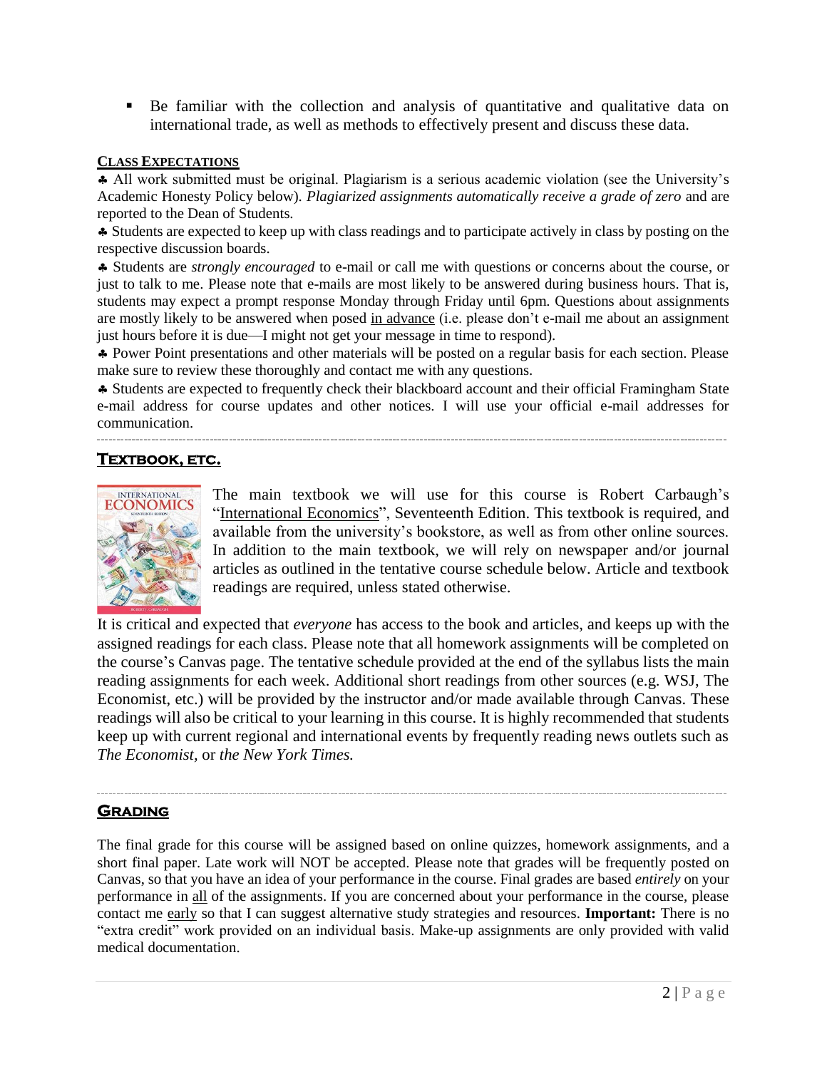- Be familiar with the collection and analysis of quantitative and qualitative data on international trade, as well as methods to effectively present and discuss these data.

## CLASS EXPECTATIONS

♣ All work submitted must be original. Plagiarism is a serious academic violation (see the University's Academic Honesty Policy below). *Plagiarized assignments automatically receive a grade of zero* and are reported to the Dean of Students.

♣ Students are expected to keep up with class readings and to participate actively in class by posting on the respective discussion boards.

♣ Students are *strongly encouraged* to e-mail or call me with questions or concerns about the course, or just to talk to me. Please note that e-mails are most likely to be answered during business hours. That is, students may expect a prompt response Monday through Friday until 6pm. Questions about assignments are mostly likely to be answered when posed in advance (i.e. please don't e-mail me about an assignment just hours before it is due—I might not get your message in time to respond).

♣ Power Point presentations and other materials will be posted on a regular basis for each section. Please make sure to review these thoroughly and contact me with any questions.

♣ Students are expected to frequently check their blackboard account and their official Framingham State e-mail address for course updates and other notices. I will use your official e-mail addresses for communication.

## TEXTBOOK, ETC.

The main textbook we will use for this course is Robert Carbaugh's "International Economics", Seventeenth Edition. This textbook is required, and available from the university's bookstore, as well as from other online sources. In addition to the main textbook, we will rely on newspaper and/or journal articles as outlined in the tentative course schedule below. Article and textbook readings are required, unless stated otherwise.

It is critical and expected that *everyone* has access to the book and articles, and keeps up with the assigned readings for each class. Please note that all homework assignments will be completed on the course's Canvas page. The tentative schedule provided at the end of the syllabus lists the main reading assignments for each week. Additional short readings from other sources (e.g. WSJ, The Economist, etc.) will be provided by the instructor and/or made available through Canvas. These readings will also be critical to your learning in this course. It is highly recommended that students keep up with current regional and international events by frequently reading news outlets such as *The Economist,* or *the New York Times.*

## GRADING

The final grade for this course will be assigned based on online quizzes, homework assignments, and a short final paper. Late work will NOT be accepted. Please note that grades will be frequently posted on Canvas, so that you have an idea of your performance in the course. Final grades are based *entirely* on your performance in all of the assignments. If you are concerned about your performance in the course, please contact me early so that I can suggest alternative study strategies and resources. **Important:** There is no "extra credit" work provided on an individual basis. Make-up assignments are only provided with valid medical documentation.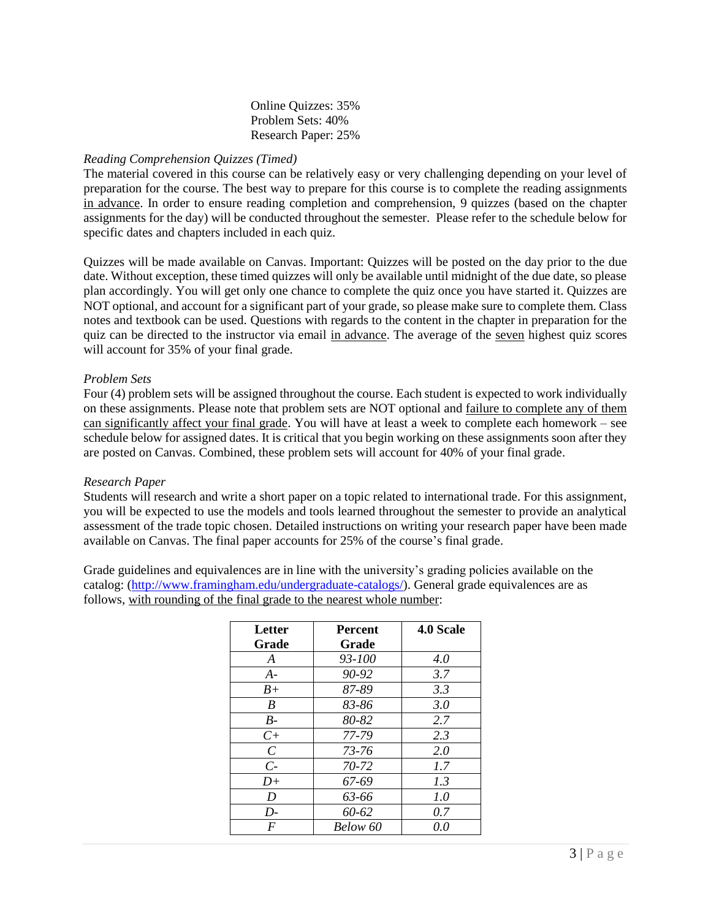Online Quizzes: 35%
Problem Sets: 40%
Research Paper: 25%

*Reading Comprehension Quizzes (Timed)*

The material covered in this course can be relatively easy or very challenging depending on your level of preparation for the course. The best way to prepare for this course is to complete the reading assignments <u>in advance</u>. In order to ensure reading completion and comprehension, 9 quizzes (based on the chapter assignments for the day) will be conducted throughout the semester. Please refer to the schedule below for specific dates and chapters included in each quiz.

Quizzes will be made available on Canvas. Important: Quizzes will be posted on the day prior to the due date. Without exception, these timed quizzes will only be available until midnight of the due date, so please plan accordingly. You will get only one chance to complete the quiz once you have started it. Quizzes are NOT optional, and account for a significant part of your grade, so please make sure to complete them. Class notes and textbook can be used. Questions with regards to the content in the chapter in preparation for the quiz can be directed to the instructor via email <u>in advance</u>. The average of the <u>seven</u> highest quiz scores will account for 35% of your final grade.

*Problem Sets*

Four (4) problem sets will be assigned throughout the course. Each student is expected to work individually on these assignments. Please note that problem sets are NOT optional and <u>failure to complete any of them can significantly affect your final grade</u>. You will have at least a week to complete each homework – see schedule below for assigned dates. It is critical that you begin working on these assignments soon after they are posted on Canvas. Combined, these problem sets will account for 40% of your final grade.

*Research Paper*

Students will research and write a short paper on a topic related to international trade. For this assignment, you will be expected to use the models and tools learned throughout the semester to provide an analytical assessment of the trade topic chosen. Detailed instructions on writing your research paper have been made available on Canvas. The final paper accounts for 25% of the course's final grade.

Grade guidelines and equivalences are in line with the university's grading policies available on the catalog: (http://www.framingham.edu/undergraduate-catalogs/). General grade equivalences are as follows, <u>with rounding of the final grade to the nearest whole number</u>:

| Letter Grade | Percent Grade | 4.0 Scale |
|---|---|---|
| *A* | *93-100* | *4.0* |
| *A-* | *90-92* | *3.7* |
| *B+* | *87-89* | *3.3* |
| *B* | *83-86* | *3.0* |
| *B-* | *80-82* | *2.7* |
| *C+* | *77-79* | *2.3* |
| *C* | *73-76* | *2.0* |
| *C-* | *70-72* | *1.7* |
| *D+* | *67-69* | *1.3* |
| *D* | *63-66* | *1.0* |
| *D-* | *60-62* | *0.7* |
| *F* | *Below 60* | *0.0* |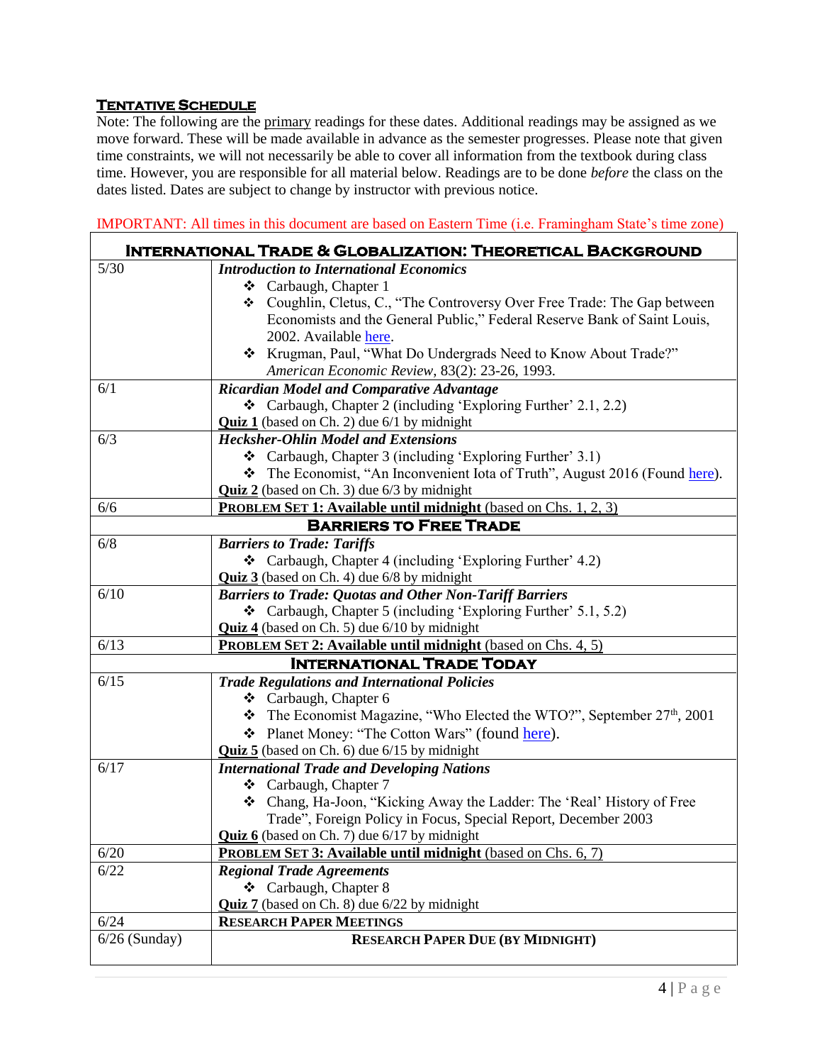## Tentative Schedule

Note: The following are the primary readings for these dates. Additional readings may be assigned as we move forward. These will be made available in advance as the semester progresses. Please note that given time constraints, we will not necessarily be able to cover all information from the textbook during class time. However, you are responsible for all material below. Readings are to be done *before* the class on the dates listed. Dates are subject to change by instructor with previous notice.

IMPORTANT: All times in this document are based on Eastern Time (i.e. Framingham State's time zone)

| International Trade & Globalization: Theoretical Background | |
|---|---|
| 5/30 | ***Introduction to International Economics***<br>❖ Carbaugh, Chapter 1<br>❖ Coughlin, Cletus, C., "The Controversy Over Free Trade: The Gap between Economists and the General Public," Federal Reserve Bank of Saint Louis, 2002. Available here.<br>❖ Krugman, Paul, "What Do Undergrads Need to Know About Trade?" *American Economic Review*, 83(2): 23-26, 1993. |
| 6/1 | ***Ricardian Model and Comparative Advantage***<br>❖ Carbaugh, Chapter 2 (including 'Exploring Further' 2.1, 2.2)<br>**Quiz 1** (based on Ch. 2) due 6/1 by midnight |
| 6/3 | ***Hecksher-Ohlin Model and Extensions***<br>❖ Carbaugh, Chapter 3 (including 'Exploring Further' 3.1)<br>❖ The Economist, "An Inconvenient Iota of Truth", August 2016 (Found here).<br>**Quiz 2** (based on Ch. 3) due 6/3 by midnight |
| 6/6 | **Problem Set 1: Available until midnight** (based on Chs. 1, 2, 3) |
| **Barriers to Free Trade** | |
| 6/8 | ***Barriers to Trade: Tariffs***<br>❖ Carbaugh, Chapter 4 (including 'Exploring Further' 4.2)<br>**Quiz 3** (based on Ch. 4) due 6/8 by midnight |
| 6/10 | ***Barriers to Trade: Quotas and Other Non-Tariff Barriers***<br>❖ Carbaugh, Chapter 5 (including 'Exploring Further' 5.1, 5.2)<br>**Quiz 4** (based on Ch. 5) due 6/10 by midnight |
| 6/13 | **Problem Set 2: Available until midnight** (based on Chs. 4, 5) |
| **International Trade Today** | |
| 6/15 | ***Trade Regulations and International Policies***<br>❖ Carbaugh, Chapter 6<br>❖ The Economist Magazine, "Who Elected the WTO?", September 27th, 2001<br>❖ Planet Money: "The Cotton Wars" (found here).<br>**Quiz 5** (based on Ch. 6) due 6/15 by midnight |
| 6/17 | ***International Trade and Developing Nations***<br>❖ Carbaugh, Chapter 7<br>❖ Chang, Ha-Joon, "Kicking Away the Ladder: The 'Real' History of Free Trade", Foreign Policy in Focus, Special Report, December 2003<br>**Quiz 6** (based on Ch. 7) due 6/17 by midnight |
| 6/20 | **Problem Set 3: Available until midnight** (based on Chs. 6, 7) |
| 6/22 | ***Regional Trade Agreements***<br>❖ Carbaugh, Chapter 8<br>**Quiz 7** (based on Ch. 8) due 6/22 by midnight |
| 6/24 | **Research Paper Meetings** |
| 6/26 (Sunday) | **Research Paper Due (by Midnight)** |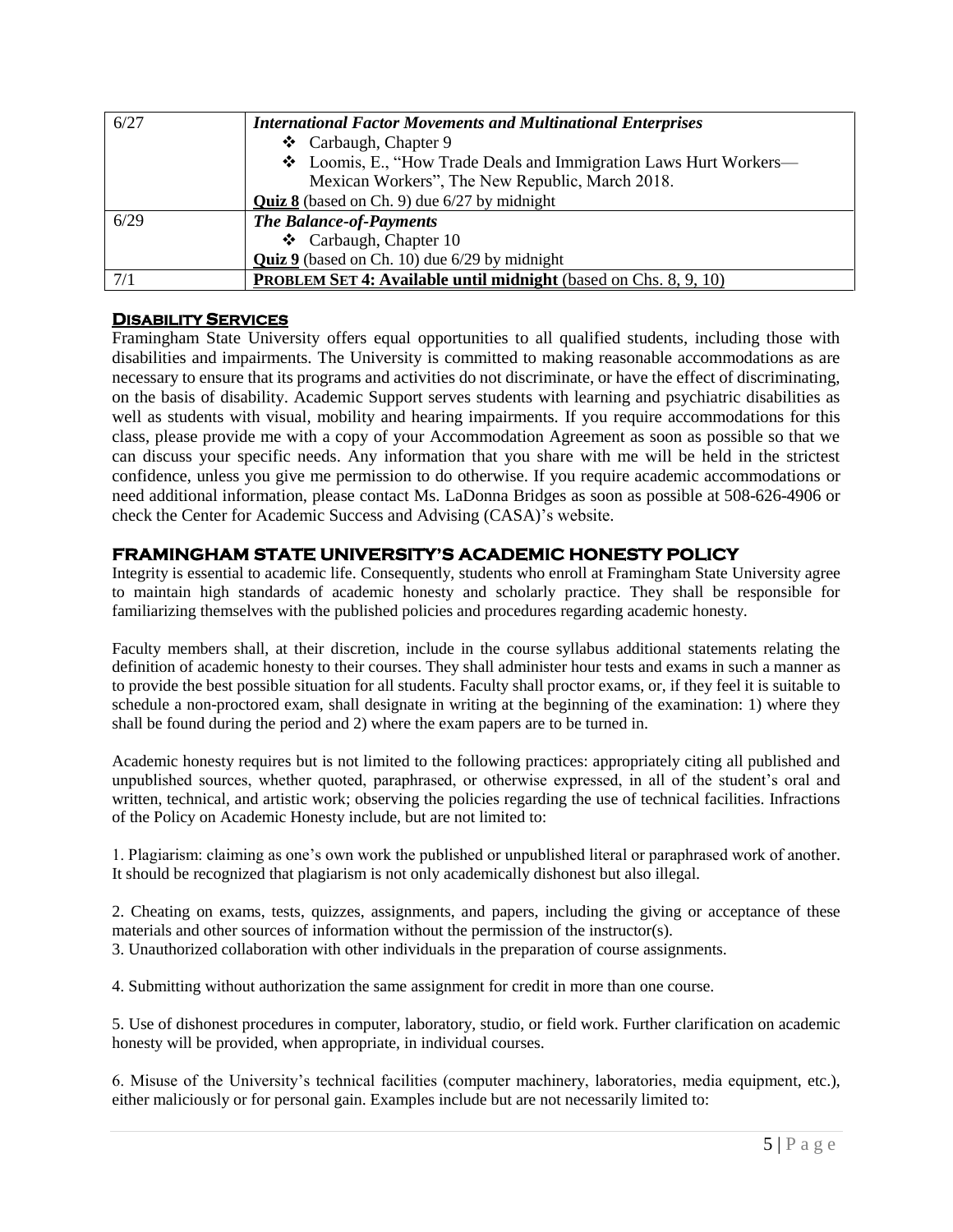| | |
|---|---|
| 6/27 | ***International Factor Movements and Multinational Enterprises***<br>❖ Carbaugh, Chapter 9<br>❖ Loomis, E., "How Trade Deals and Immigration Laws Hurt Workers—Mexican Workers", The New Republic, March 2018.<br>**Quiz 8** (based on Ch. 9) due 6/27 by midnight |
| 6/29 | ***The Balance-of-Payments***<br>❖ Carbaugh, Chapter 10<br>**Quiz 9** (based on Ch. 10) due 6/29 by midnight |
| 7/1 | **PROBLEM SET 4: Available until midnight** (based on Chs. 8, 9, 10) |

## DISABILITY SERVICES

Framingham State University offers equal opportunities to all qualified students, including those with disabilities and impairments. The University is committed to making reasonable accommodations as are necessary to ensure that its programs and activities do not discriminate, or have the effect of discriminating, on the basis of disability. Academic Support serves students with learning and psychiatric disabilities as well as students with visual, mobility and hearing impairments. If you require accommodations for this class, please provide me with a copy of your Accommodation Agreement as soon as possible so that we can discuss your specific needs. Any information that you share with me will be held in the strictest confidence, unless you give me permission to do otherwise. If you require academic accommodations or need additional information, please contact Ms. LaDonna Bridges as soon as possible at 508-626-4906 or check the Center for Academic Success and Advising (CASA)'s website.

## FRAMINGHAM STATE UNIVERSITY'S ACADEMIC HONESTY POLICY

Integrity is essential to academic life. Consequently, students who enroll at Framingham State University agree to maintain high standards of academic honesty and scholarly practice. They shall be responsible for familiarizing themselves with the published policies and procedures regarding academic honesty.

Faculty members shall, at their discretion, include in the course syllabus additional statements relating the definition of academic honesty to their courses. They shall administer hour tests and exams in such a manner as to provide the best possible situation for all students. Faculty shall proctor exams, or, if they feel it is suitable to schedule a non-proctored exam, shall designate in writing at the beginning of the examination: 1) where they shall be found during the period and 2) where the exam papers are to be turned in.

Academic honesty requires but is not limited to the following practices: appropriately citing all published and unpublished sources, whether quoted, paraphrased, or otherwise expressed, in all of the student's oral and written, technical, and artistic work; observing the policies regarding the use of technical facilities. Infractions of the Policy on Academic Honesty include, but are not limited to:

1. Plagiarism: claiming as one's own work the published or unpublished literal or paraphrased work of another. It should be recognized that plagiarism is not only academically dishonest but also illegal.

2. Cheating on exams, tests, quizzes, assignments, and papers, including the giving or acceptance of these materials and other sources of information without the permission of the instructor(s).

3. Unauthorized collaboration with other individuals in the preparation of course assignments.

4. Submitting without authorization the same assignment for credit in more than one course.

5. Use of dishonest procedures in computer, laboratory, studio, or field work. Further clarification on academic honesty will be provided, when appropriate, in individual courses.

6. Misuse of the University's technical facilities (computer machinery, laboratories, media equipment, etc.), either maliciously or for personal gain. Examples include but are not necessarily limited to: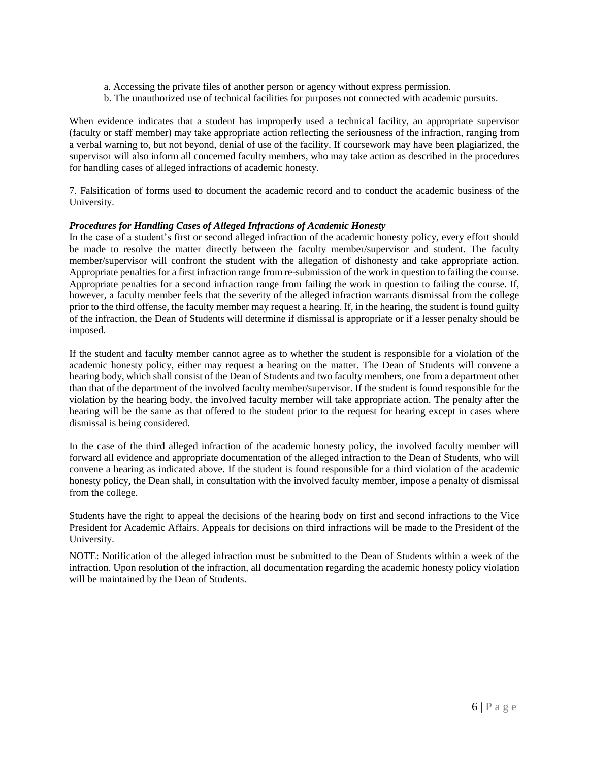a. Accessing the private files of another person or agency without express permission.
b. The unauthorized use of technical facilities for purposes not connected with academic pursuits.

When evidence indicates that a student has improperly used a technical facility, an appropriate supervisor (faculty or staff member) may take appropriate action reflecting the seriousness of the infraction, ranging from a verbal warning to, but not beyond, denial of use of the facility. If coursework may have been plagiarized, the supervisor will also inform all concerned faculty members, who may take action as described in the procedures for handling cases of alleged infractions of academic honesty.

7. Falsification of forms used to document the academic record and to conduct the academic business of the University.

***Procedures for Handling Cases of Alleged Infractions of Academic Honesty***

In the case of a student's first or second alleged infraction of the academic honesty policy, every effort should be made to resolve the matter directly between the faculty member/supervisor and student. The faculty member/supervisor will confront the student with the allegation of dishonesty and take appropriate action. Appropriate penalties for a first infraction range from re-submission of the work in question to failing the course. Appropriate penalties for a second infraction range from failing the work in question to failing the course. If, however, a faculty member feels that the severity of the alleged infraction warrants dismissal from the college prior to the third offense, the faculty member may request a hearing. If, in the hearing, the student is found guilty of the infraction, the Dean of Students will determine if dismissal is appropriate or if a lesser penalty should be imposed.

If the student and faculty member cannot agree as to whether the student is responsible for a violation of the academic honesty policy, either may request a hearing on the matter. The Dean of Students will convene a hearing body, which shall consist of the Dean of Students and two faculty members, one from a department other than that of the department of the involved faculty member/supervisor. If the student is found responsible for the violation by the hearing body, the involved faculty member will take appropriate action. The penalty after the hearing will be the same as that offered to the student prior to the request for hearing except in cases where dismissal is being considered.

In the case of the third alleged infraction of the academic honesty policy, the involved faculty member will forward all evidence and appropriate documentation of the alleged infraction to the Dean of Students, who will convene a hearing as indicated above. If the student is found responsible for a third violation of the academic honesty policy, the Dean shall, in consultation with the involved faculty member, impose a penalty of dismissal from the college.

Students have the right to appeal the decisions of the hearing body on first and second infractions to the Vice President for Academic Affairs. Appeals for decisions on third infractions will be made to the President of the University.

NOTE: Notification of the alleged infraction must be submitted to the Dean of Students within a week of the infraction. Upon resolution of the infraction, all documentation regarding the academic honesty policy violation will be maintained by the Dean of Students.